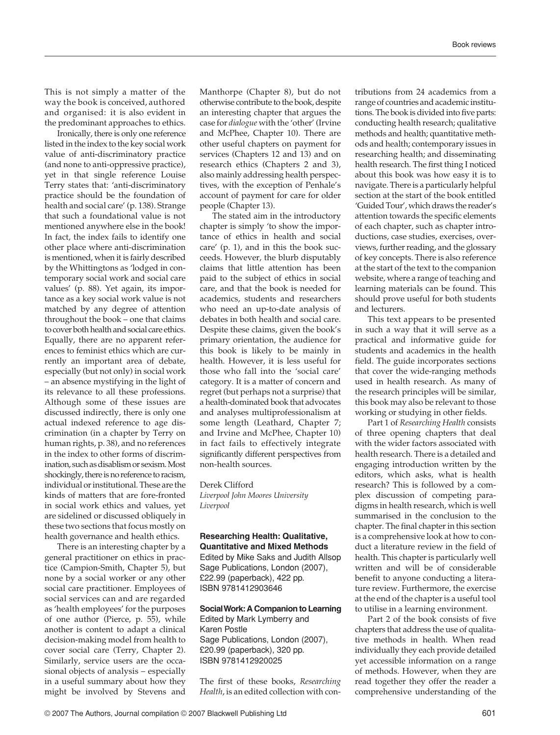This is not simply a matter of the way the book is conceived, authored and organised: it is also evident in the predominant approaches to ethics.

Ironically, there is only one reference listed in the index to the key social work value of anti-discriminatory practice (and none to anti-oppressive practice), yet in that single reference Louise Terry states that: 'anti-discriminatory practice should be the foundation of health and social care' (p. 138). Strange that such a foundational value is not mentioned anywhere else in the book! In fact, the index fails to identify one other place where anti-discrimination is mentioned, when it is fairly described by the Whittingtons as 'lodged in contemporary social work and social care values' (p. 88). Yet again, its importance as a key social work value is not matched by any degree of attention throughout the book – one that claims to cover both health and social care ethics. Equally, there are no apparent references to feminist ethics which are currently an important area of debate, especially (but not only) in social work – an absence mystifying in the light of its relevance to all these professions. Although some of these issues are discussed indirectly, there is only one actual indexed reference to age discrimination (in a chapter by Terry on human rights, p. 38), and no references in the index to other forms of discrimination, such as disablism or sexism. Most shockingly, there is no reference to racism, individual or institutional. These are the kinds of matters that are fore-fronted in social work ethics and values, yet are sidelined or discussed obliquely in these two sections that focus mostly on health governance and health ethics.

There is an interesting chapter by a general practitioner on ethics in practice (Campion-Smith, Chapter 5), but none by a social worker or any other social care practitioner. Employees of social services can and are regarded as 'health employees' for the purposes of one author (Pierce, p. 55), while another is content to adapt a clinical decision-making model from health to cover social care (Terry, Chapter 2). Similarly, service users are the occasional objects of analysis – especially in a useful summary about how they might be involved by Stevens and Manthorpe (Chapter 8), but do not otherwise contribute to the book, despite an interesting chapter that argues the case for *dialogue* with the 'other' (Irvine and McPhee, Chapter 10). There are other useful chapters on payment for services (Chapters 12 and 13) and on research ethics (Chapters 2 and 3), also mainly addressing health perspectives, with the exception of Penhale's account of payment for care for older people (Chapter 13).

The stated aim in the introductory chapter is simply 'to show the importance of ethics in health and social care' (p. 1), and in this the book succeeds. However, the blurb disputably claims that little attention has been paid to the subject of ethics in social care, and that the book is needed for academics, students and researchers who need an up-to-date analysis of debates in both health and social care. Despite these claims, given the book's primary orientation, the audience for this book is likely to be mainly in health. However, it is less useful for those who fall into the 'social care' category. It is a matter of concern and regret (but perhaps not a surprise) that a health-dominated book that advocates and analyses multiprofessionalism at some length (Leathard, Chapter 7; and Irvine and McPhee, Chapter 10) in fact fails to effectively integrate significantly different perspectives from non-health sources.

Derek Clifford
*Liverpool John Moores University*
*Liverpool*

**Researching Health: Qualitative, Quantitative and Mixed Methods**
Edited by Mike Saks and Judith Allsop
Sage Publications, London (2007), £22.99 (paperback), 422 pp.
ISBN 9781412903646

**Social Work: A Companion to Learning**
Edited by Mark Lymberry and Karen Postle
Sage Publications, London (2007), £20.99 (paperback), 320 pp.
ISBN 9781412920025

The first of these books, *Researching Health*, is an edited collection with contributions from 24 academics from a range of countries and academic institutions. The book is divided into five parts: conducting health research; qualitative methods and health; quantitative methods and health; contemporary issues in researching health; and disseminating health research. The first thing I noticed about this book was how easy it is to navigate. There is a particularly helpful section at the start of the book entitled 'Guided Tour', which draws the reader's attention towards the specific elements of each chapter, such as chapter introductions, case studies, exercises, overviews, further reading, and the glossary of key concepts. There is also reference at the start of the text to the companion website, where a range of teaching and learning materials can be found. This should prove useful for both students and lecturers.

This text appears to be presented in such a way that it will serve as a practical and informative guide for students and academics in the health field. The guide incorporates sections that cover the wide-ranging methods used in health research. As many of the research principles will be similar, this book may also be relevant to those working or studying in other fields.

Part 1 of *Researching Health* consists of three opening chapters that deal with the wider factors associated with health research. There is a detailed and engaging introduction written by the editors, which asks, what is health research? This is followed by a complex discussion of competing paradigms in health research, which is well summarised in the conclusion to the chapter. The final chapter in this section is a comprehensive look at how to conduct a literature review in the field of health. This chapter is particularly well written and will be of considerable benefit to anyone conducting a literature review. Furthermore, the exercise at the end of the chapter is a useful tool to utilise in a learning environment.

Part 2 of the book consists of five chapters that address the use of qualitative methods in health. When read individually they each provide detailed yet accessible information on a range of methods. However, when they are read together they offer the reader a comprehensive understanding of the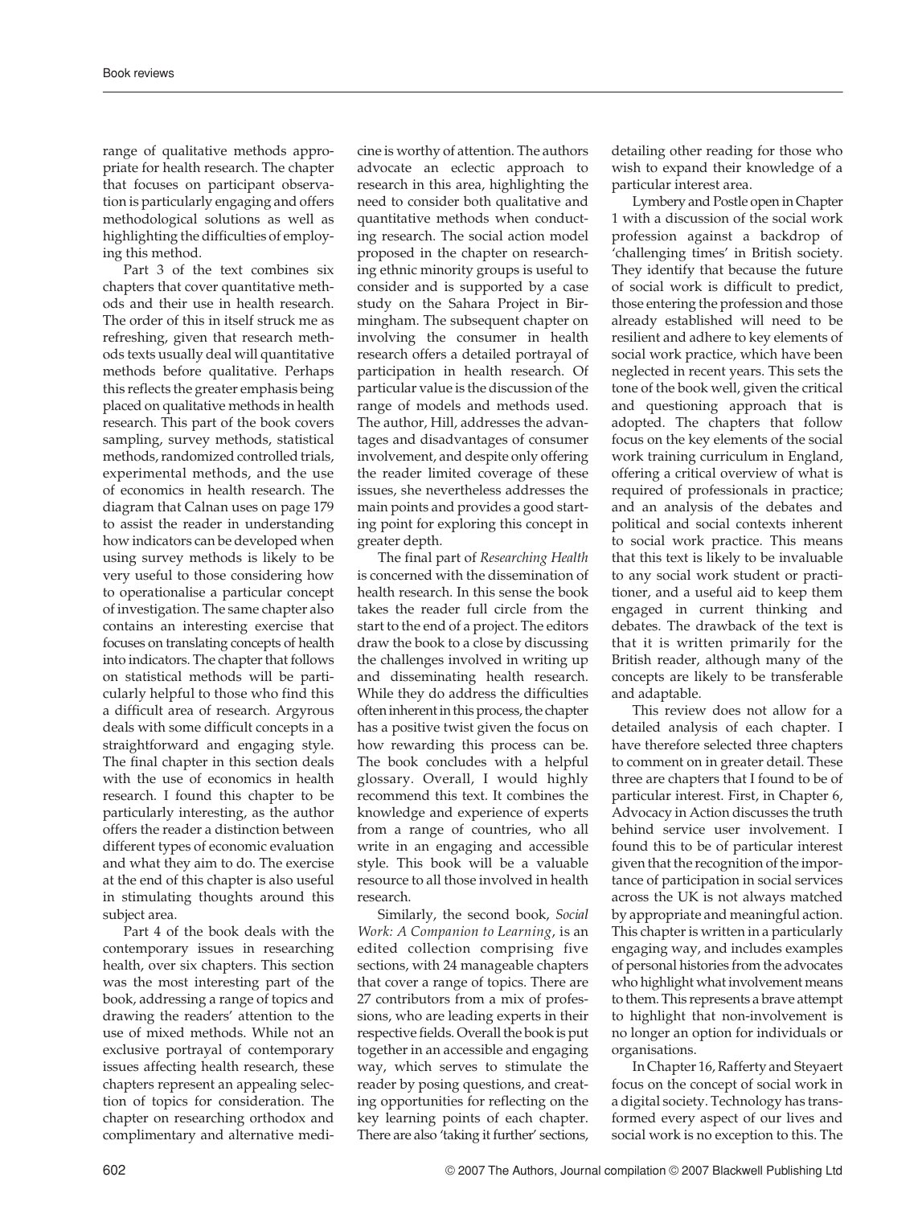range of qualitative methods appropriate for health research. The chapter that focuses on participant observation is particularly engaging and offers methodological solutions as well as highlighting the difficulties of employing this method.

Part 3 of the text combines six chapters that cover quantitative methods and their use in health research. The order of this in itself struck me as refreshing, given that research methods texts usually deal will quantitative methods before qualitative. Perhaps this reflects the greater emphasis being placed on qualitative methods in health research. This part of the book covers sampling, survey methods, statistical methods, randomized controlled trials, experimental methods, and the use of economics in health research. The diagram that Calnan uses on page 179 to assist the reader in understanding how indicators can be developed when using survey methods is likely to be very useful to those considering how to operationalise a particular concept of investigation. The same chapter also contains an interesting exercise that focuses on translating concepts of health into indicators. The chapter that follows on statistical methods will be particularly helpful to those who find this a difficult area of research. Argyrous deals with some difficult concepts in a straightforward and engaging style. The final chapter in this section deals with the use of economics in health research. I found this chapter to be particularly interesting, as the author offers the reader a distinction between different types of economic evaluation and what they aim to do. The exercise at the end of this chapter is also useful in stimulating thoughts around this subject area.

Part 4 of the book deals with the contemporary issues in researching health, over six chapters. This section was the most interesting part of the book, addressing a range of topics and drawing the readers' attention to the use of mixed methods. While not an exclusive portrayal of contemporary issues affecting health research, these chapters represent an appealing selection of topics for consideration. The chapter on researching orthodox and complimentary and alternative medicine is worthy of attention. The authors advocate an eclectic approach to research in this area, highlighting the need to consider both qualitative and quantitative methods when conducting research. The social action model proposed in the chapter on researching ethnic minority groups is useful to consider and is supported by a case study on the Sahara Project in Birmingham. The subsequent chapter on involving the consumer in health research offers a detailed portrayal of participation in health research. Of particular value is the discussion of the range of models and methods used. The author, Hill, addresses the advantages and disadvantages of consumer involvement, and despite only offering the reader limited coverage of these issues, she nevertheless addresses the main points and provides a good starting point for exploring this concept in greater depth.

The final part of *Researching Health* is concerned with the dissemination of health research. In this sense the book takes the reader full circle from the start to the end of a project. The editors draw the book to a close by discussing the challenges involved in writing up and disseminating health research. While they do address the difficulties often inherent in this process, the chapter has a positive twist given the focus on how rewarding this process can be. The book concludes with a helpful glossary. Overall, I would highly recommend this text. It combines the knowledge and experience of experts from a range of countries, who all write in an engaging and accessible style. This book will be a valuable resource to all those involved in health research.

Similarly, the second book, *Social Work: A Companion to Learning*, is an edited collection comprising five sections, with 24 manageable chapters that cover a range of topics. There are 27 contributors from a mix of professions, who are leading experts in their respective fields. Overall the book is put together in an accessible and engaging way, which serves to stimulate the reader by posing questions, and creating opportunities for reflecting on the key learning points of each chapter. There are also 'taking it further' sections, detailing other reading for those who wish to expand their knowledge of a particular interest area.

Lymbery and Postle open in Chapter 1 with a discussion of the social work profession against a backdrop of 'challenging times' in British society. They identify that because the future of social work is difficult to predict, those entering the profession and those already established will need to be resilient and adhere to key elements of social work practice, which have been neglected in recent years. This sets the tone of the book well, given the critical and questioning approach that is adopted. The chapters that follow focus on the key elements of the social work training curriculum in England, offering a critical overview of what is required of professionals in practice; and an analysis of the debates and political and social contexts inherent to social work practice. This means that this text is likely to be invaluable to any social work student or practitioner, and a useful aid to keep them engaged in current thinking and debates. The drawback of the text is that it is written primarily for the British reader, although many of the concepts are likely to be transferable and adaptable.

This review does not allow for a detailed analysis of each chapter. I have therefore selected three chapters to comment on in greater detail. These three are chapters that I found to be of particular interest. First, in Chapter 6, Advocacy in Action discusses the truth behind service user involvement. I found this to be of particular interest given that the recognition of the importance of participation in social services across the UK is not always matched by appropriate and meaningful action. This chapter is written in a particularly engaging way, and includes examples of personal histories from the advocates who highlight what involvement means to them. This represents a brave attempt to highlight that non-involvement is no longer an option for individuals or organisations.

In Chapter 16, Rafferty and Steyaert focus on the concept of social work in a digital society. Technology has transformed every aspect of our lives and social work is no exception to this. The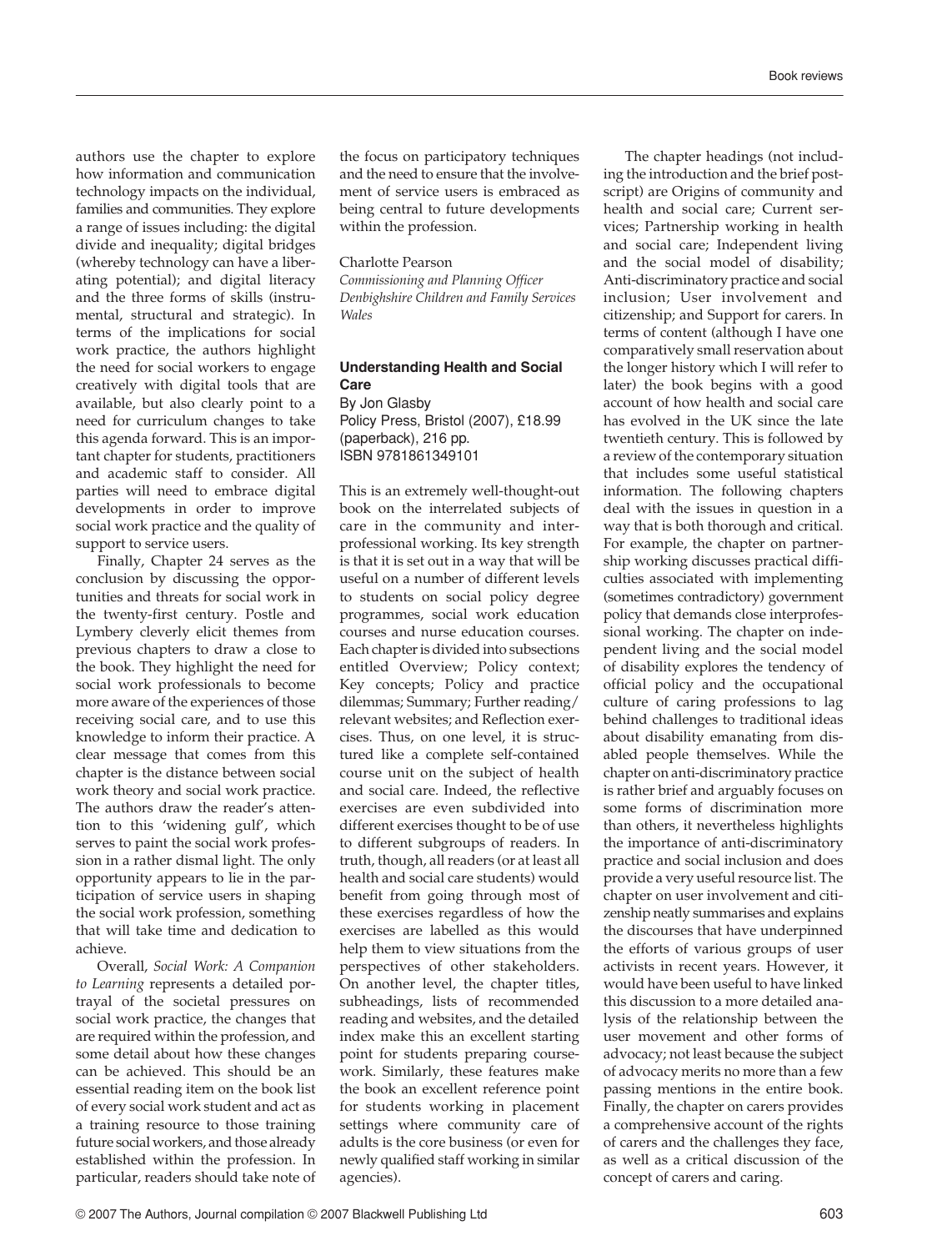authors use the chapter to explore how information and communication technology impacts on the individual, families and communities. They explore a range of issues including: the digital divide and inequality; digital bridges (whereby technology can have a liberating potential); and digital literacy and the three forms of skills (instrumental, structural and strategic). In terms of the implications for social work practice, the authors highlight the need for social workers to engage creatively with digital tools that are available, but also clearly point to a need for curriculum changes to take this agenda forward. This is an important chapter for students, practitioners and academic staff to consider. All parties will need to embrace digital developments in order to improve social work practice and the quality of support to service users.

Finally, Chapter 24 serves as the conclusion by discussing the opportunities and threats for social work in the twenty-first century. Postle and Lymbery cleverly elicit themes from previous chapters to draw a close to the book. They highlight the need for social work professionals to become more aware of the experiences of those receiving social care, and to use this knowledge to inform their practice. A clear message that comes from this chapter is the distance between social work theory and social work practice. The authors draw the reader's attention to this 'widening gulf', which serves to paint the social work profession in a rather dismal light. The only opportunity appears to lie in the participation of service users in shaping the social work profession, something that will take time and dedication to achieve.

Overall, *Social Work: A Companion to Learning* represents a detailed portrayal of the societal pressures on social work practice, the changes that are required within the profession, and some detail about how these changes can be achieved. This should be an essential reading item on the book list of every social work student and act as a training resource to those training future social workers, and those already established within the profession. In particular, readers should take note of the focus on participatory techniques and the need to ensure that the involvement of service users is embraced as being central to future developments within the profession.

Charlotte Pearson
*Commissioning and Planning Officer*
*Denbighshire Children and Family Services*
*Wales*

**Understanding Health and Social Care**
By Jon Glasby
Policy Press, Bristol (2007), £18.99 (paperback), 216 pp.
ISBN 9781861349101

This is an extremely well-thought-out book on the interrelated subjects of care in the community and interprofessional working. Its key strength is that it is set out in a way that will be useful on a number of different levels to students on social policy degree programmes, social work education courses and nurse education courses. Each chapter is divided into subsections entitled Overview; Policy context; Key concepts; Policy and practice dilemmas; Summary; Further reading/relevant websites; and Reflection exercises. Thus, on one level, it is structured like a complete self-contained course unit on the subject of health and social care. Indeed, the reflective exercises are even subdivided into different exercises thought to be of use to different subgroups of readers. In truth, though, all readers (or at least all health and social care students) would benefit from going through most of these exercises regardless of how the exercises are labelled as this would help them to view situations from the perspectives of other stakeholders. On another level, the chapter titles, subheadings, lists of recommended reading and websites, and the detailed index make this an excellent starting point for students preparing coursework. Similarly, these features make the book an excellent reference point for students working in placement settings where community care of adults is the core business (or even for newly qualified staff working in similar agencies).

The chapter headings (not including the introduction and the brief postscript) are Origins of community and health and social care; Current services; Partnership working in health and social care; Independent living and the social model of disability; Anti-discriminatory practice and social inclusion; User involvement and citizenship; and Support for carers. In terms of content (although I have one comparatively small reservation about the longer history which I will refer to later) the book begins with a good account of how health and social care has evolved in the UK since the late twentieth century. This is followed by a review of the contemporary situation that includes some useful statistical information. The following chapters deal with the issues in question in a way that is both thorough and critical. For example, the chapter on partnership working discusses practical difficulties associated with implementing (sometimes contradictory) government policy that demands close interprofessional working. The chapter on independent living and the social model of disability explores the tendency of official policy and the occupational culture of caring professions to lag behind challenges to traditional ideas about disability emanating from disabled people themselves. While the chapter on anti-discriminatory practice is rather brief and arguably focuses on some forms of discrimination more than others, it nevertheless highlights the importance of anti-discriminatory practice and social inclusion and does provide a very useful resource list. The chapter on user involvement and citizenship neatly summarises and explains the discourses that have underpinned the efforts of various groups of user activists in recent years. However, it would have been useful to have linked this discussion to a more detailed analysis of the relationship between the user movement and other forms of advocacy; not least because the subject of advocacy merits no more than a few passing mentions in the entire book. Finally, the chapter on carers provides a comprehensive account of the rights of carers and the challenges they face, as well as a critical discussion of the concept of carers and caring.